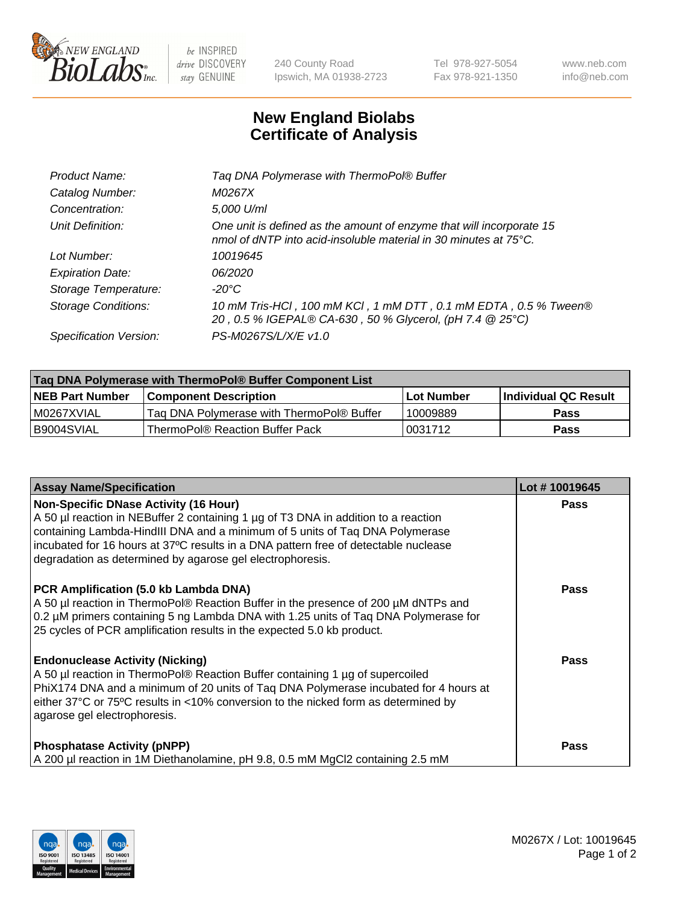# New England Biolabs Certificate of Analysis

| | |
|---|---|
| *Product Name:* | *Taq DNA Polymerase with ThermoPol® Buffer* |
| *Catalog Number:* | *M0267X* |
| *Concentration:* | *5,000 U/ml* |
| *Unit Definition:* | *One unit is defined as the amount of enzyme that will incorporate 15 nmol of dNTP into acid-insoluble material in 30 minutes at 75°C.* |
| *Lot Number:* | *10019645* |
| *Expiration Date:* | *06/2020* |
| *Storage Temperature:* | *-20°C* |
| *Storage Conditions:* | *10 mM Tris-HCl , 100 mM KCl , 1 mM DTT , 0.1 mM EDTA , 0.5 % Tween® 20 , 0.5 % IGEPAL® CA-630 , 50 % Glycerol, (pH 7.4 @ 25°C)* |
| *Specification Version:* | *PS-M0267S/L/X/E v1.0* |

| Taq DNA Polymerase with ThermoPol® Buffer Component List | | | |
|---|---|---|---|
| **NEB Part Number** | **Component Description** | **Lot Number** | **Individual QC Result** |
| M0267XVIAL | Taq DNA Polymerase with ThermoPol® Buffer | 10009889 | **Pass** |
| B9004SVIAL | ThermoPol® Reaction Buffer Pack | 0031712 | **Pass** |

| Assay Name/Specification | Lot # 10019645 |
|---|---|
| **Non-Specific DNase Activity (16 Hour)** A 50 µl reaction in NEBuffer 2 containing 1 µg of T3 DNA in addition to a reaction containing Lambda-HindIII DNA and a minimum of 5 units of Taq DNA Polymerase incubated for 16 hours at 37ºC results in a DNA pattern free of detectable nuclease degradation as determined by agarose gel electrophoresis. | **Pass** |
| **PCR Amplification (5.0 kb Lambda DNA)** A 50 µl reaction in ThermoPol® Reaction Buffer in the presence of 200 µM dNTPs and 0.2 µM primers containing 5 ng Lambda DNA with 1.25 units of Taq DNA Polymerase for 25 cycles of PCR amplification results in the expected 5.0 kb product. | **Pass** |
| **Endonuclease Activity (Nicking)** A 50 µl reaction in ThermoPol® Reaction Buffer containing 1 µg of supercoiled PhiX174 DNA and a minimum of 20 units of Taq DNA Polymerase incubated for 4 hours at either 37°C or 75ºC results in <10% conversion to the nicked form as determined by agarose gel electrophoresis. | **Pass** |
| **Phosphatase Activity (pNPP)** A 200 µl reaction in 1M Diethanolamine, pH 9.8, 0.5 mM $MgCl_2$ containing 2.5 mM | **Pass** |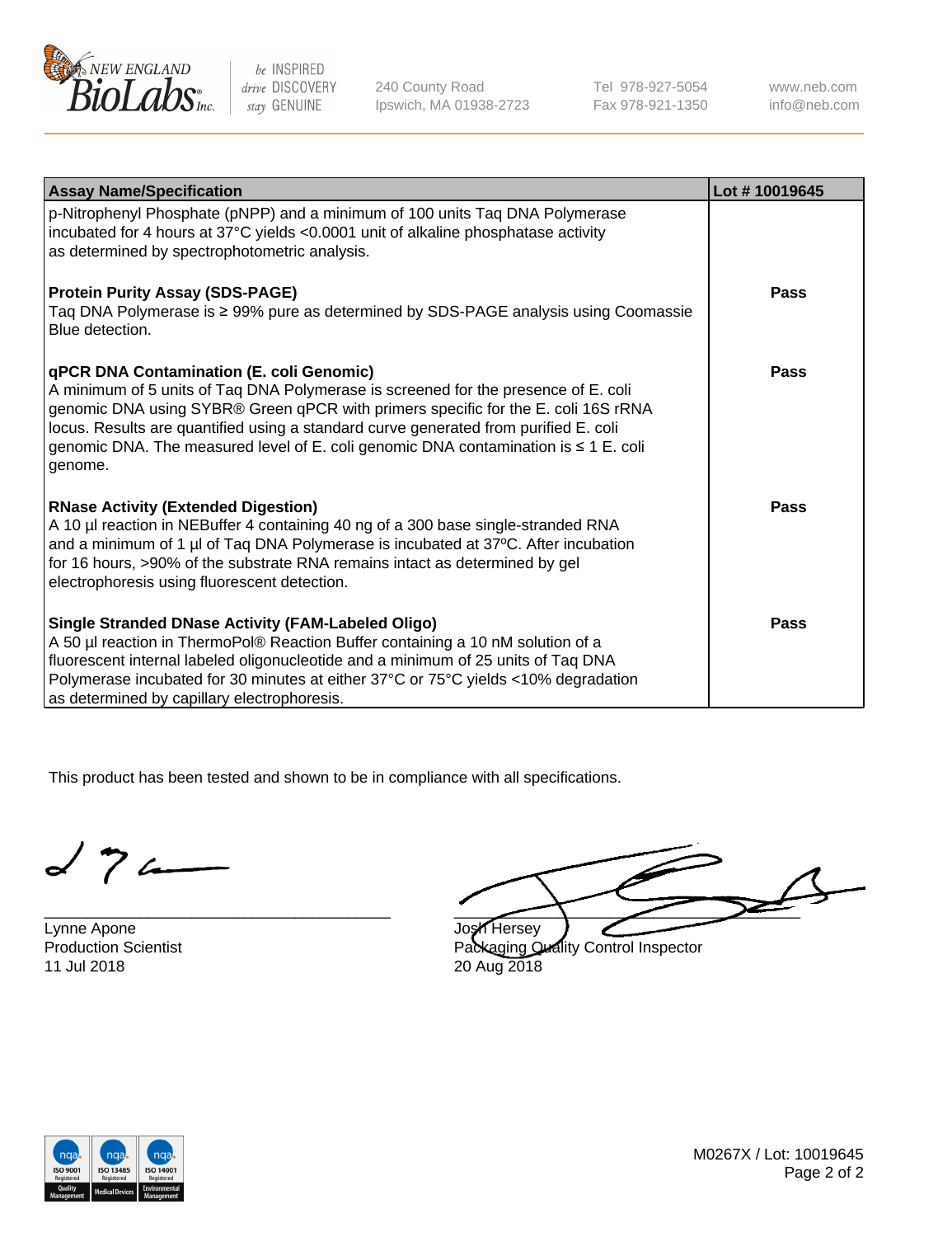240 County Road
Ipswich, MA 01938-2723

Tel 978-927-5054
Fax 978-921-1350

www.neb.com
info@neb.com

| Assay Name/Specification | Lot # 10019645 |
| --- | --- |
| p-Nitrophenyl Phosphate (pNPP) and a minimum of 100 units Taq DNA Polymerase incubated for 4 hours at 37°C yields <0.0001 unit of alkaline phosphatase activity as determined by spectrophotometric analysis. | |
| **Protein Purity Assay (SDS-PAGE)**<br>Taq DNA Polymerase is ≥ 99% pure as determined by SDS-PAGE analysis using Coomassie Blue detection. | Pass |
| **qPCR DNA Contamination (E. coli Genomic)**<br>A minimum of 5 units of Taq DNA Polymerase is screened for the presence of E. coli genomic DNA using SYBR® Green qPCR with primers specific for the E. coli 16S rRNA locus. Results are quantified using a standard curve generated from purified E. coli genomic DNA. The measured level of E. coli genomic DNA contamination is ≤ 1 E. coli genome. | Pass |
| **RNase Activity (Extended Digestion)**<br>A 10 µl reaction in NEBuffer 4 containing 40 ng of a 300 base single-stranded RNA and a minimum of 1 µl of Taq DNA Polymerase is incubated at 37ºC. After incubation for 16 hours, >90% of the substrate RNA remains intact as determined by gel electrophoresis using fluorescent detection. | Pass |
| **Single Stranded DNase Activity (FAM-Labeled Oligo)**<br>A 50 µl reaction in ThermoPol® Reaction Buffer containing a 10 nM solution of a fluorescent internal labeled oligonucleotide and a minimum of 25 units of Taq DNA Polymerase incubated for 30 minutes at either 37°C or 75°C yields <10% degradation as determined by capillary electrophoresis. | Pass |

This product has been tested and shown to be in compliance with all specifications.

Lynne Apone
Production Scientist
11 Jul 2018

Josh Hersey
Packaging Quality Control Inspector
20 Aug 2018

M0267X / Lot: 10019645